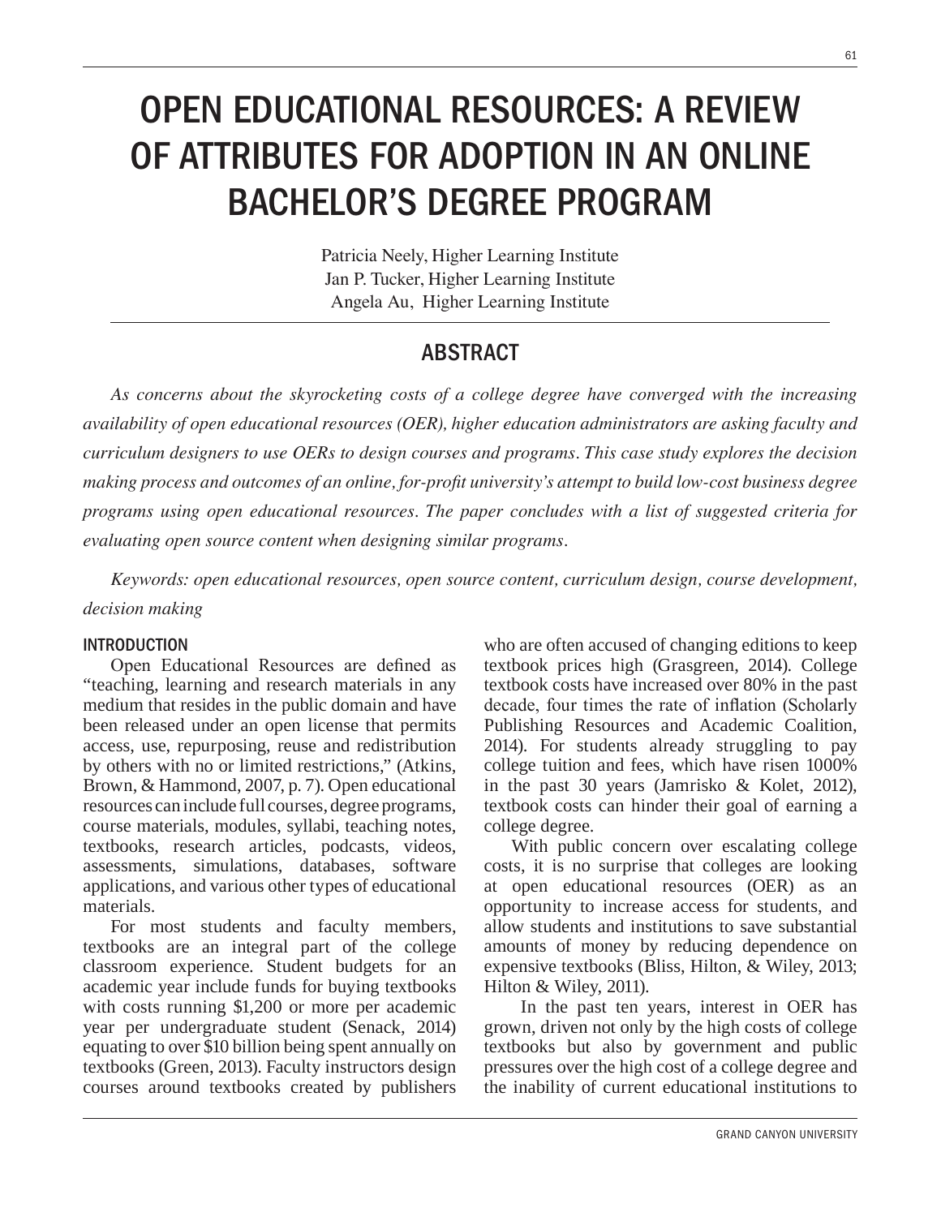# OPEN EDUCATIONAL RESOURCES: A REVIEW OF ATTRIBUTES FOR ADOPTION IN AN ONLINE BACHELOR'S DEGREE PROGRAM

Patricia Neely, Higher Learning Institute
Jan P. Tucker, Higher Learning Institute
Angela Au, Higher Learning Institute

## ABSTRACT

*As concerns about the skyrocketing costs of a college degree have converged with the increasing availability of open educational resources (OER), higher education administrators are asking faculty and curriculum designers to use OERs to design courses and programs. This case study explores the decision making process and outcomes of an online, for-profit university's attempt to build low-cost business degree programs using open educational resources. The paper concludes with a list of suggested criteria for evaluating open source content when designing similar programs.*

*Keywords: open educational resources, open source content, curriculum design, course development, decision making*

### INTRODUCTION

Open Educational Resources are defined as "teaching, learning and research materials in any medium that resides in the public domain and have been released under an open license that permits access, use, repurposing, reuse and redistribution by others with no or limited restrictions," (Atkins, Brown, & Hammond, 2007, p. 7). Open educational resources can include full courses, degree programs, course materials, modules, syllabi, teaching notes, textbooks, research articles, podcasts, videos, assessments, simulations, databases, software applications, and various other types of educational materials.

For most students and faculty members, textbooks are an integral part of the college classroom experience. Student budgets for an academic year include funds for buying textbooks with costs running $1,200 or more per academic year per undergraduate student (Senack, 2014) equating to over $10 billion being spent annually on textbooks (Green, 2013). Faculty instructors design courses around textbooks created by publishers who are often accused of changing editions to keep textbook prices high (Grasgreen, 2014). College textbook costs have increased over 80% in the past decade, four times the rate of inflation (Scholarly Publishing Resources and Academic Coalition, 2014). For students already struggling to pay college tuition and fees, which have risen 1000% in the past 30 years (Jamrisko & Kolet, 2012), textbook costs can hinder their goal of earning a college degree.

With public concern over escalating college costs, it is no surprise that colleges are looking at open educational resources (OER) as an opportunity to increase access for students, and allow students and institutions to save substantial amounts of money by reducing dependence on expensive textbooks (Bliss, Hilton, & Wiley, 2013; Hilton & Wiley, 2011).

In the past ten years, interest in OER has grown, driven not only by the high costs of college textbooks but also by government and public pressures over the high cost of a college degree and the inability of current educational institutions to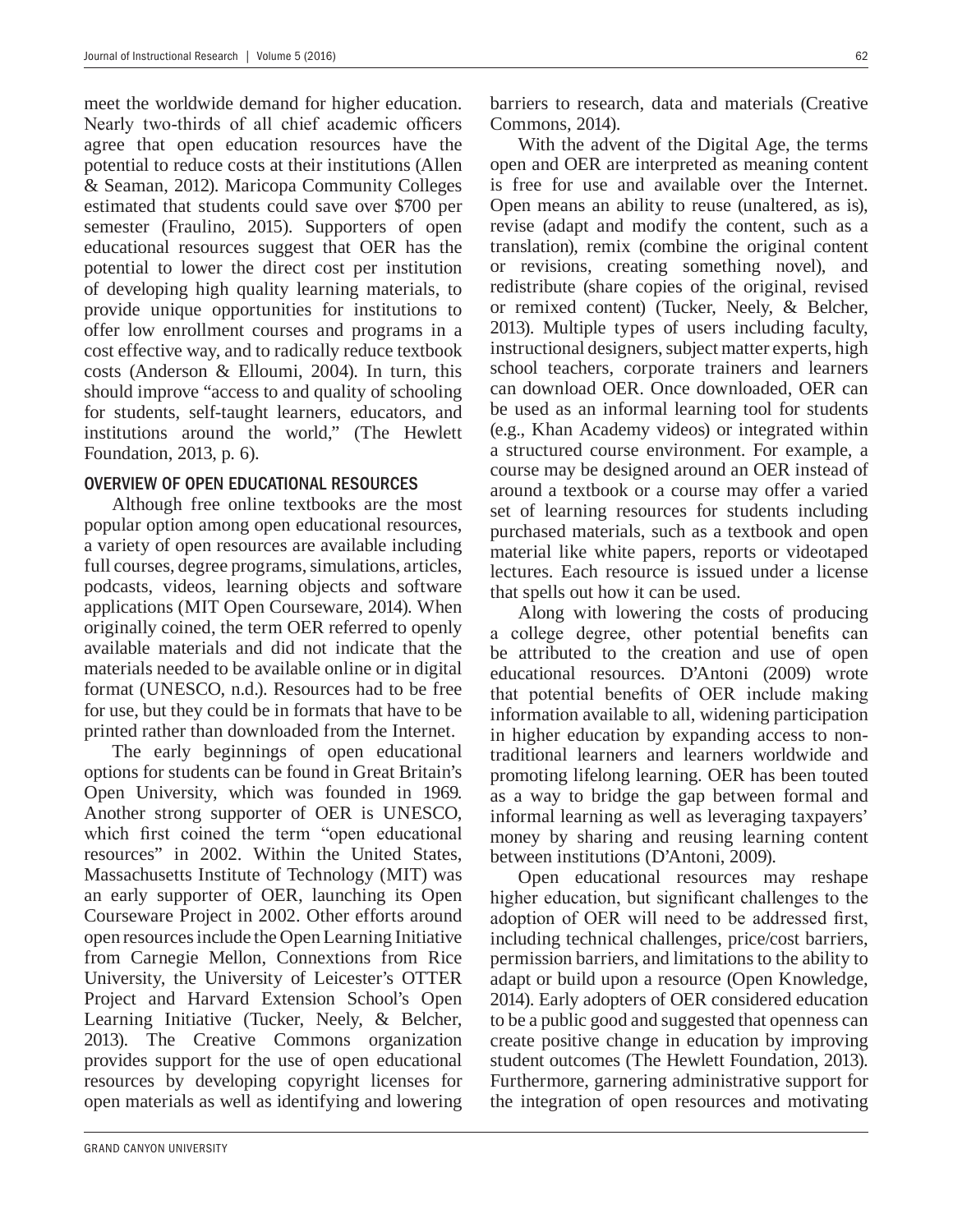meet the worldwide demand for higher education. Nearly two-thirds of all chief academic officers agree that open education resources have the potential to reduce costs at their institutions (Allen & Seaman, 2012). Maricopa Community Colleges estimated that students could save over $700 per semester (Fraulino, 2015). Supporters of open educational resources suggest that OER has the potential to lower the direct cost per institution of developing high quality learning materials, to provide unique opportunities for institutions to offer low enrollment courses and programs in a cost effective way, and to radically reduce textbook costs (Anderson & Elloumi, 2004). In turn, this should improve "access to and quality of schooling for students, self-taught learners, educators, and institutions around the world," (The Hewlett Foundation, 2013, p. 6).

## OVERVIEW OF OPEN EDUCATIONAL RESOURCES

Although free online textbooks are the most popular option among open educational resources, a variety of open resources are available including full courses, degree programs, simulations, articles, podcasts, videos, learning objects and software applications (MIT Open Courseware, 2014). When originally coined, the term OER referred to openly available materials and did not indicate that the materials needed to be available online or in digital format (UNESCO, n.d.). Resources had to be free for use, but they could be in formats that have to be printed rather than downloaded from the Internet.

The early beginnings of open educational options for students can be found in Great Britain's Open University, which was founded in 1969. Another strong supporter of OER is UNESCO, which first coined the term "open educational resources" in 2002. Within the United States, Massachusetts Institute of Technology (MIT) was an early supporter of OER, launching its Open Courseware Project in 2002. Other efforts around open resources include the Open Learning Initiative from Carnegie Mellon, Connextions from Rice University, the University of Leicester's OTTER Project and Harvard Extension School's Open Learning Initiative (Tucker, Neely, & Belcher, 2013). The Creative Commons organization provides support for the use of open educational resources by developing copyright licenses for open materials as well as identifying and lowering barriers to research, data and materials (Creative Commons, 2014).

With the advent of the Digital Age, the terms open and OER are interpreted as meaning content is free for use and available over the Internet. Open means an ability to reuse (unaltered, as is), revise (adapt and modify the content, such as a translation), remix (combine the original content or revisions, creating something novel), and redistribute (share copies of the original, revised or remixed content) (Tucker, Neely, & Belcher, 2013). Multiple types of users including faculty, instructional designers, subject matter experts, high school teachers, corporate trainers and learners can download OER. Once downloaded, OER can be used as an informal learning tool for students (e.g., Khan Academy videos) or integrated within a structured course environment. For example, a course may be designed around an OER instead of around a textbook or a course may offer a varied set of learning resources for students including purchased materials, such as a textbook and open material like white papers, reports or videotaped lectures. Each resource is issued under a license that spells out how it can be used.

Along with lowering the costs of producing a college degree, other potential benefits can be attributed to the creation and use of open educational resources. D'Antoni (2009) wrote that potential benefits of OER include making information available to all, widening participation in higher education by expanding access to non-traditional learners and learners worldwide and promoting lifelong learning. OER has been touted as a way to bridge the gap between formal and informal learning as well as leveraging taxpayers' money by sharing and reusing learning content between institutions (D'Antoni, 2009).

Open educational resources may reshape higher education, but significant challenges to the adoption of OER will need to be addressed first, including technical challenges, price/cost barriers, permission barriers, and limitations to the ability to adapt or build upon a resource (Open Knowledge, 2014). Early adopters of OER considered education to be a public good and suggested that openness can create positive change in education by improving student outcomes (The Hewlett Foundation, 2013). Furthermore, garnering administrative support for the integration of open resources and motivating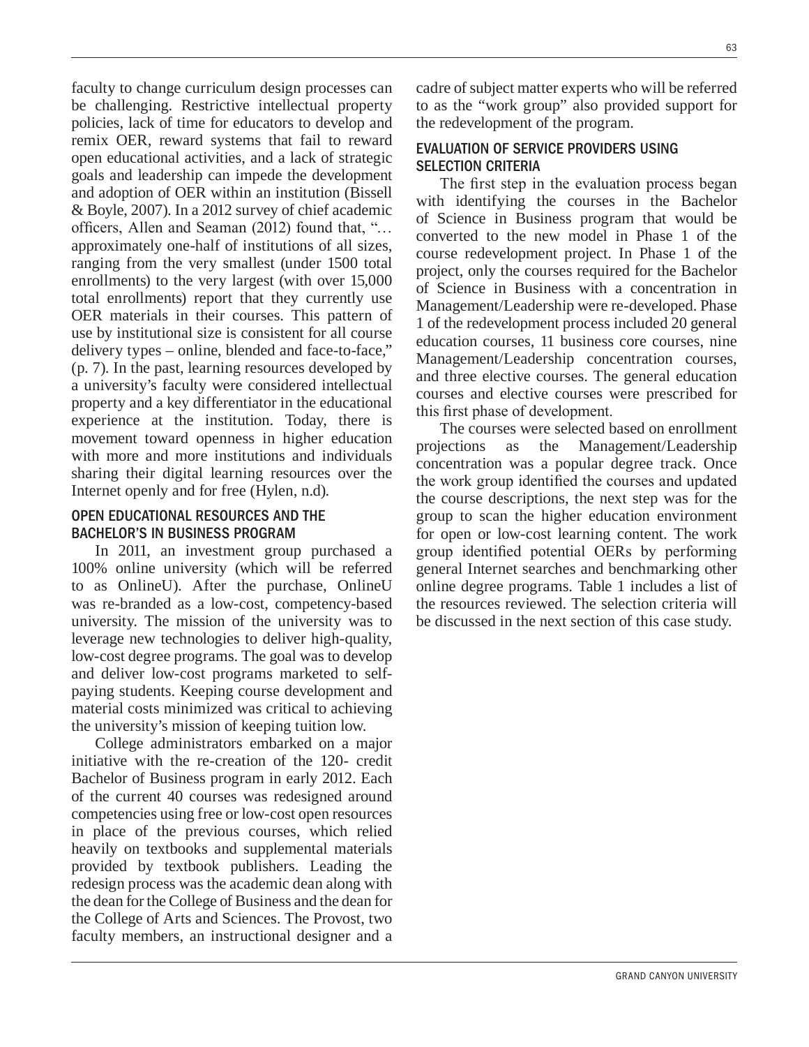faculty to change curriculum design processes can be challenging. Restrictive intellectual property policies, lack of time for educators to develop and remix OER, reward systems that fail to reward open educational activities, and a lack of strategic goals and leadership can impede the development and adoption of OER within an institution (Bissell & Boyle, 2007). In a 2012 survey of chief academic officers, Allen and Seaman (2012) found that, "… approximately one-half of institutions of all sizes, ranging from the very smallest (under 1500 total enrollments) to the very largest (with over 15,000 total enrollments) report that they currently use OER materials in their courses. This pattern of use by institutional size is consistent for all course delivery types – online, blended and face-to-face," (p. 7). In the past, learning resources developed by a university's faculty were considered intellectual property and a key differentiator in the educational experience at the institution. Today, there is movement toward openness in higher education with more and more institutions and individuals sharing their digital learning resources over the Internet openly and for free (Hylen, n.d).

### OPEN EDUCATIONAL RESOURCES AND THE BACHELOR'S IN BUSINESS PROGRAM

In 2011, an investment group purchased a 100% online university (which will be referred to as OnlineU). After the purchase, OnlineU was re-branded as a low-cost, competency-based university. The mission of the university was to leverage new technologies to deliver high-quality, low-cost degree programs. The goal was to develop and deliver low-cost programs marketed to self-paying students. Keeping course development and material costs minimized was critical to achieving the university's mission of keeping tuition low.

College administrators embarked on a major initiative with the re-creation of the 120- credit Bachelor of Business program in early 2012. Each of the current 40 courses was redesigned around competencies using free or low-cost open resources in place of the previous courses, which relied heavily on textbooks and supplemental materials provided by textbook publishers. Leading the redesign process was the academic dean along with the dean for the College of Business and the dean for the College of Arts and Sciences. The Provost, two faculty members, an instructional designer and a cadre of subject matter experts who will be referred to as the "work group" also provided support for the redevelopment of the program.

### EVALUATION OF SERVICE PROVIDERS USING SELECTION CRITERIA

The first step in the evaluation process began with identifying the courses in the Bachelor of Science in Business program that would be converted to the new model in Phase 1 of the course redevelopment project. In Phase 1 of the project, only the courses required for the Bachelor of Science in Business with a concentration in Management/Leadership were re-developed. Phase 1 of the redevelopment process included 20 general education courses, 11 business core courses, nine Management/Leadership concentration courses, and three elective courses. The general education courses and elective courses were prescribed for this first phase of development.

The courses were selected based on enrollment projections as the Management/Leadership concentration was a popular degree track. Once the work group identified the courses and updated the course descriptions, the next step was for the group to scan the higher education environment for open or low-cost learning content. The work group identified potential OERs by performing general Internet searches and benchmarking other online degree programs. Table 1 includes a list of the resources reviewed. The selection criteria will be discussed in the next section of this case study.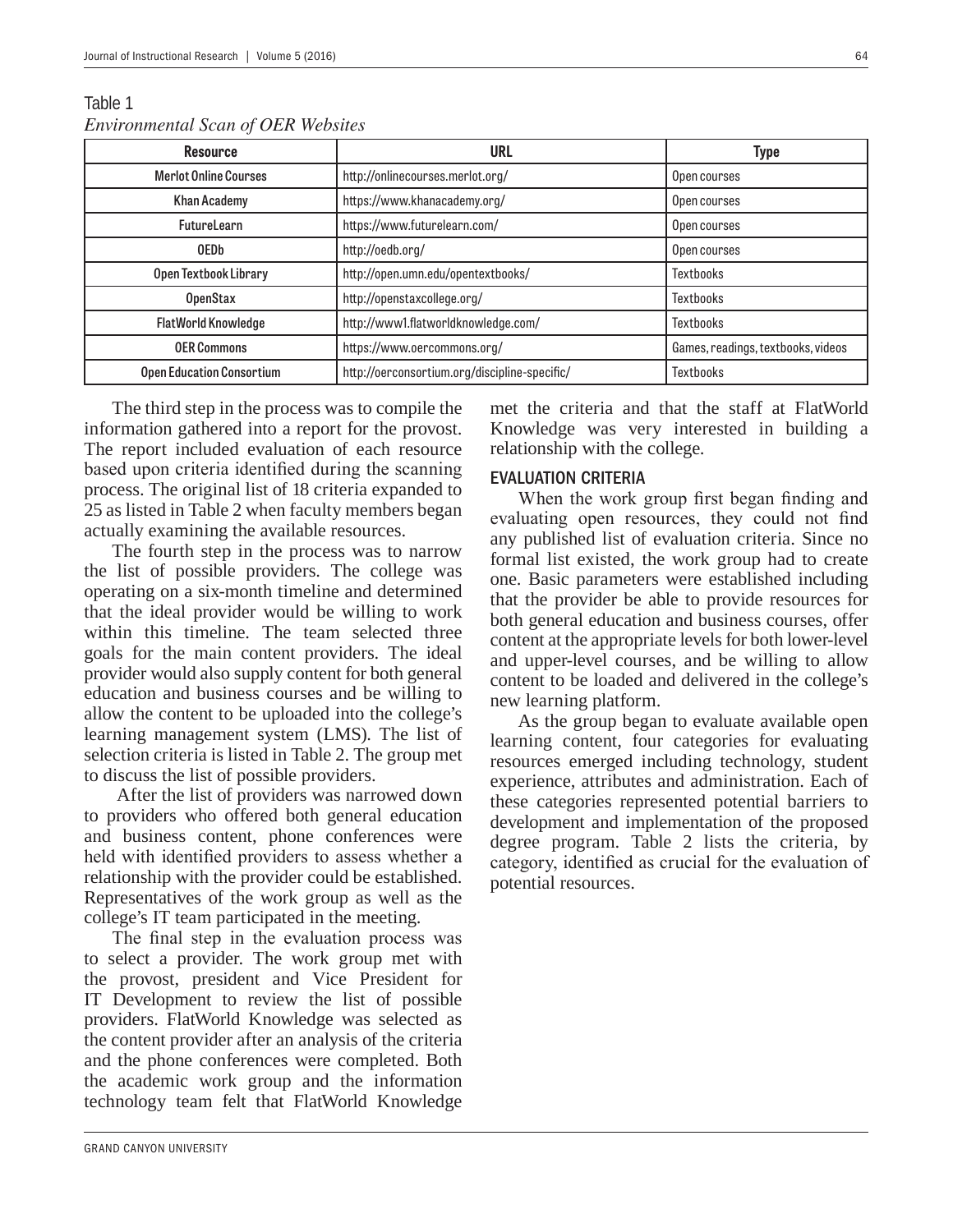Table 1

*Environmental Scan of OER Websites*

| Resource | URL | Type |
|---|---|---|
| Merlot Online Courses | http://onlinecourses.merlot.org/ | Open courses |
| Khan Academy | https://www.khanacademy.org/ | Open courses |
| FutureLearn | https://www.futurelearn.com/ | Open courses |
| OEDb | http://oedb.org/ | Open courses |
| Open Textbook Library | http://open.umn.edu/opentextbooks/ | Textbooks |
| OpenStax | http://openstaxcollege.org/ | Textbooks |
| FlatWorld Knowledge | http://www1.flatworldknowledge.com/ | Textbooks |
| OER Commons | https://www.oercommons.org/ | Games, readings, textbooks, videos |
| Open Education Consortium | http://oerconsortium.org/discipline-specific/ | Textbooks |

The third step in the process was to compile the information gathered into a report for the provost. The report included evaluation of each resource based upon criteria identified during the scanning process. The original list of 18 criteria expanded to 25 as listed in Table 2 when faculty members began actually examining the available resources.

The fourth step in the process was to narrow the list of possible providers. The college was operating on a six-month timeline and determined that the ideal provider would be willing to work within this timeline. The team selected three goals for the main content providers. The ideal provider would also supply content for both general education and business courses and be willing to allow the content to be uploaded into the college's learning management system (LMS). The list of selection criteria is listed in Table 2. The group met to discuss the list of possible providers.

After the list of providers was narrowed down to providers who offered both general education and business content, phone conferences were held with identified providers to assess whether a relationship with the provider could be established. Representatives of the work group as well as the college's IT team participated in the meeting.

The final step in the evaluation process was to select a provider. The work group met with the provost, president and Vice President for IT Development to review the list of possible providers. FlatWorld Knowledge was selected as the content provider after an analysis of the criteria and the phone conferences were completed. Both the academic work group and the information technology team felt that FlatWorld Knowledge met the criteria and that the staff at FlatWorld Knowledge was very interested in building a relationship with the college.

## EVALUATION CRITERIA

When the work group first began finding and evaluating open resources, they could not find any published list of evaluation criteria. Since no formal list existed, the work group had to create one. Basic parameters were established including that the provider be able to provide resources for both general education and business courses, offer content at the appropriate levels for both lower-level and upper-level courses, and be willing to allow content to be loaded and delivered in the college's new learning platform.

As the group began to evaluate available open learning content, four categories for evaluating resources emerged including technology, student experience, attributes and administration. Each of these categories represented potential barriers to development and implementation of the proposed degree program. Table 2 lists the criteria, by category, identified as crucial for the evaluation of potential resources.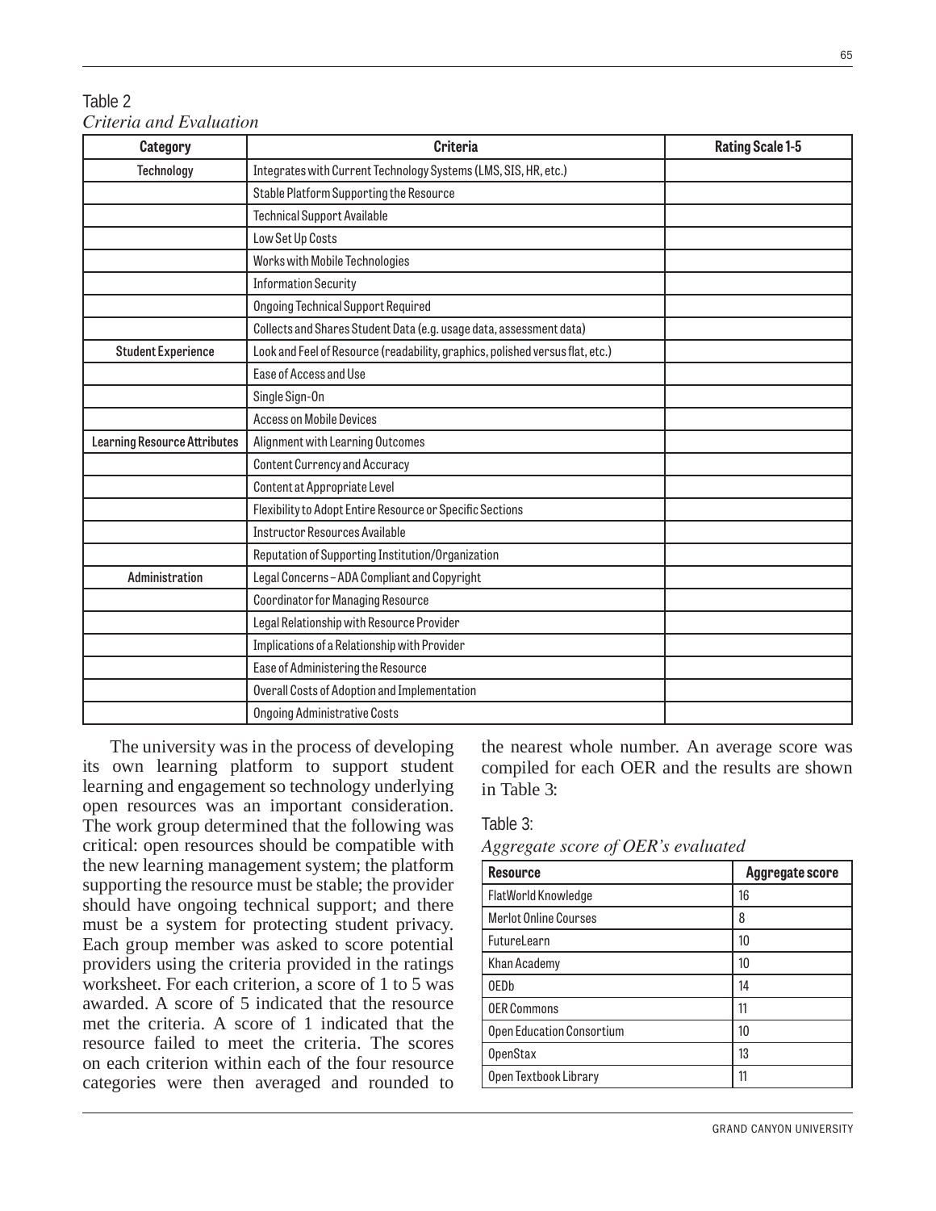Table 2

*Criteria and Evaluation*

| Category | Criteria | Rating Scale 1-5 |
|---|---|---|
| Technology | Integrates with Current Technology Systems (LMS, SIS, HR, etc.) | |
| | Stable Platform Supporting the Resource | |
| | Technical Support Available | |
| | Low Set Up Costs | |
| | Works with Mobile Technologies | |
| | Information Security | |
| | Ongoing Technical Support Required | |
| | Collects and Shares Student Data (e.g. usage data, assessment data) | |
| Student Experience | Look and Feel of Resource (readability, graphics, polished versus flat, etc.) | |
| | Ease of Access and Use | |
| | Single Sign-On | |
| | Access on Mobile Devices | |
| Learning Resource Attributes | Alignment with Learning Outcomes | |
| | Content Currency and Accuracy | |
| | Content at Appropriate Level | |
| | Flexibility to Adopt Entire Resource or Specific Sections | |
| | Instructor Resources Available | |
| | Reputation of Supporting Institution/Organization | |
| Administration | Legal Concerns – ADA Compliant and Copyright | |
| | Coordinator for Managing Resource | |
| | Legal Relationship with Resource Provider | |
| | Implications of a Relationship with Provider | |
| | Ease of Administering the Resource | |
| | Overall Costs of Adoption and Implementation | |
| | Ongoing Administrative Costs | |

The university was in the process of developing its own learning platform to support student learning and engagement so technology underlying open resources was an important consideration. The work group determined that the following was critical: open resources should be compatible with the new learning management system; the platform supporting the resource must be stable; the provider should have ongoing technical support; and there must be a system for protecting student privacy. Each group member was asked to score potential providers using the criteria provided in the ratings worksheet. For each criterion, a score of 1 to 5 was awarded. A score of 5 indicated that the resource met the criteria. A score of 1 indicated that the resource failed to meet the criteria. The scores on each criterion within each of the four resource categories were then averaged and rounded to the nearest whole number. An average score was compiled for each OER and the results are shown in Table 3:

Table 3:

*Aggregate score of OER's evaluated*

| Resource | Aggregate score |
|---|---|
| FlatWorld Knowledge | 16 |
| Merlot Online Courses | 8 |
| FutureLearn | 10 |
| Khan Academy | 10 |
| OEDb | 14 |
| OER Commons | 11 |
| Open Education Consortium | 10 |
| OpenStax | 13 |
| Open Textbook Library | 11 |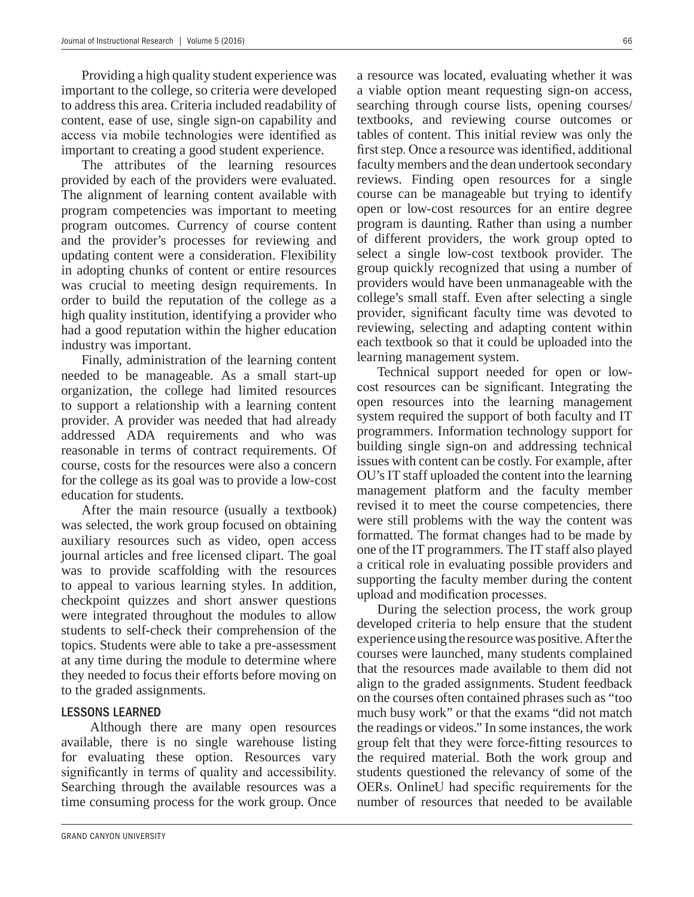Providing a high quality student experience was important to the college, so criteria were developed to address this area. Criteria included readability of content, ease of use, single sign-on capability and access via mobile technologies were identified as important to creating a good student experience.

The attributes of the learning resources provided by each of the providers were evaluated. The alignment of learning content available with program competencies was important to meeting program outcomes. Currency of course content and the provider's processes for reviewing and updating content were a consideration. Flexibility in adopting chunks of content or entire resources was crucial to meeting design requirements. In order to build the reputation of the college as a high quality institution, identifying a provider who had a good reputation within the higher education industry was important.

Finally, administration of the learning content needed to be manageable. As a small start-up organization, the college had limited resources to support a relationship with a learning content provider. A provider was needed that had already addressed ADA requirements and who was reasonable in terms of contract requirements. Of course, costs for the resources were also a concern for the college as its goal was to provide a low-cost education for students.

After the main resource (usually a textbook) was selected, the work group focused on obtaining auxiliary resources such as video, open access journal articles and free licensed clipart. The goal was to provide scaffolding with the resources to appeal to various learning styles. In addition, checkpoint quizzes and short answer questions were integrated throughout the modules to allow students to self-check their comprehension of the topics. Students were able to take a pre-assessment at any time during the module to determine where they needed to focus their efforts before moving on to the graded assignments.

## LESSONS LEARNED

Although there are many open resources available, there is no single warehouse listing for evaluating these option. Resources vary significantly in terms of quality and accessibility. Searching through the available resources was a time consuming process for the work group. Once a resource was located, evaluating whether it was a viable option meant requesting sign-on access, searching through course lists, opening courses/textbooks, and reviewing course outcomes or tables of content. This initial review was only the first step. Once a resource was identified, additional faculty members and the dean undertook secondary reviews. Finding open resources for a single course can be manageable but trying to identify open or low-cost resources for an entire degree program is daunting. Rather than using a number of different providers, the work group opted to select a single low-cost textbook provider. The group quickly recognized that using a number of providers would have been unmanageable with the college's small staff. Even after selecting a single provider, significant faculty time was devoted to reviewing, selecting and adapting content within each textbook so that it could be uploaded into the learning management system.

Technical support needed for open or low-cost resources can be significant. Integrating the open resources into the learning management system required the support of both faculty and IT programmers. Information technology support for building single sign-on and addressing technical issues with content can be costly. For example, after OU's IT staff uploaded the content into the learning management platform and the faculty member revised it to meet the course competencies, there were still problems with the way the content was formatted. The format changes had to be made by one of the IT programmers. The IT staff also played a critical role in evaluating possible providers and supporting the faculty member during the content upload and modification processes.

During the selection process, the work group developed criteria to help ensure that the student experience using the resource was positive. After the courses were launched, many students complained that the resources made available to them did not align to the graded assignments. Student feedback on the courses often contained phrases such as "too much busy work" or that the exams "did not match the readings or videos." In some instances, the work group felt that they were force-fitting resources to the required material. Both the work group and students questioned the relevancy of some of the OERs. OnlineU had specific requirements for the number of resources that needed to be available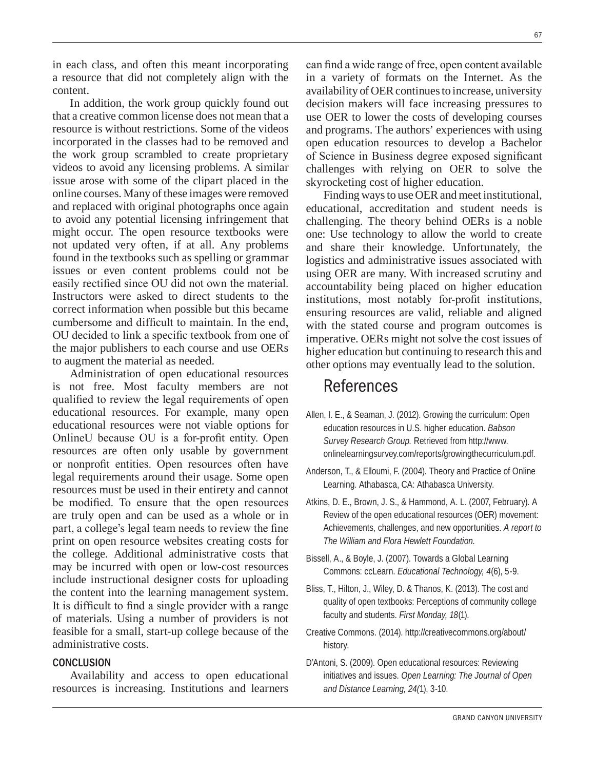in each class, and often this meant incorporating a resource that did not completely align with the content.

In addition, the work group quickly found out that a creative common license does not mean that a resource is without restrictions. Some of the videos incorporated in the classes had to be removed and the work group scrambled to create proprietary videos to avoid any licensing problems. A similar issue arose with some of the clipart placed in the online courses. Many of these images were removed and replaced with original photographs once again to avoid any potential licensing infringement that might occur. The open resource textbooks were not updated very often, if at all. Any problems found in the textbooks such as spelling or grammar issues or even content problems could not be easily rectified since OU did not own the material. Instructors were asked to direct students to the correct information when possible but this became cumbersome and difficult to maintain. In the end, OU decided to link a specific textbook from one of the major publishers to each course and use OERs to augment the material as needed.

Administration of open educational resources is not free. Most faculty members are not qualified to review the legal requirements of open educational resources. For example, many open educational resources were not viable options for OnlineU because OU is a for-profit entity. Open resources are often only usable by government or nonprofit entities. Open resources often have legal requirements around their usage. Some open resources must be used in their entirety and cannot be modified. To ensure that the open resources are truly open and can be used as a whole or in part, a college's legal team needs to review the fine print on open resource websites creating costs for the college. Additional administrative costs that may be incurred with open or low-cost resources include instructional designer costs for uploading the content into the learning management system. It is difficult to find a single provider with a range of materials. Using a number of providers is not feasible for a small, start-up college because of the administrative costs.

### CONCLUSION

Availability and access to open educational resources is increasing. Institutions and learners can find a wide range of free, open content available in a variety of formats on the Internet. As the availability of OER continues to increase, university decision makers will face increasing pressures to use OER to lower the costs of developing courses and programs. The authors' experiences with using open education resources to develop a Bachelor of Science in Business degree exposed significant challenges with relying on OER to solve the skyrocketing cost of higher education.

Finding ways to use OER and meet institutional, educational, accreditation and student needs is challenging. The theory behind OERs is a noble one: Use technology to allow the world to create and share their knowledge. Unfortunately, the logistics and administrative issues associated with using OER are many. With increased scrutiny and accountability being placed on higher education institutions, most notably for-profit institutions, ensuring resources are valid, reliable and aligned with the stated course and program outcomes is imperative. OERs might not solve the cost issues of higher education but continuing to research this and other options may eventually lead to the solution.

## References

Allen, I. E., & Seaman, J. (2012). Growing the curriculum: Open education resources in U.S. higher education. *Babson Survey Research Group.* Retrieved from http://www.onlinelearningsurvey.com/reports/growingthecurriculum.pdf.

Anderson, T., & Elloumi, F. (2004). Theory and Practice of Online Learning. Athabasca, CA: Athabasca University.

Atkins, D. E., Brown, J. S., & Hammond, A. L. (2007, February). A Review of the open educational resources (OER) movement: Achievements, challenges, and new opportunities. *A report to The William and Flora Hewlett Foundation.*

Bissell, A., & Boyle, J. (2007). Towards a Global Learning Commons: ccLearn. *Educational Technology, 4*(6), 5-9.

Bliss, T., Hilton, J., Wiley, D. & Thanos, K. (2013). The cost and quality of open textbooks: Perceptions of community college faculty and students. *First Monday, 18*(1).

Creative Commons. (2014). http://creativecommons.org/about/history.

D'Antoni, S. (2009). Open educational resources: Reviewing initiatives and issues. *Open Learning: The Journal of Open and Distance Learning, 24(*1), 3-10.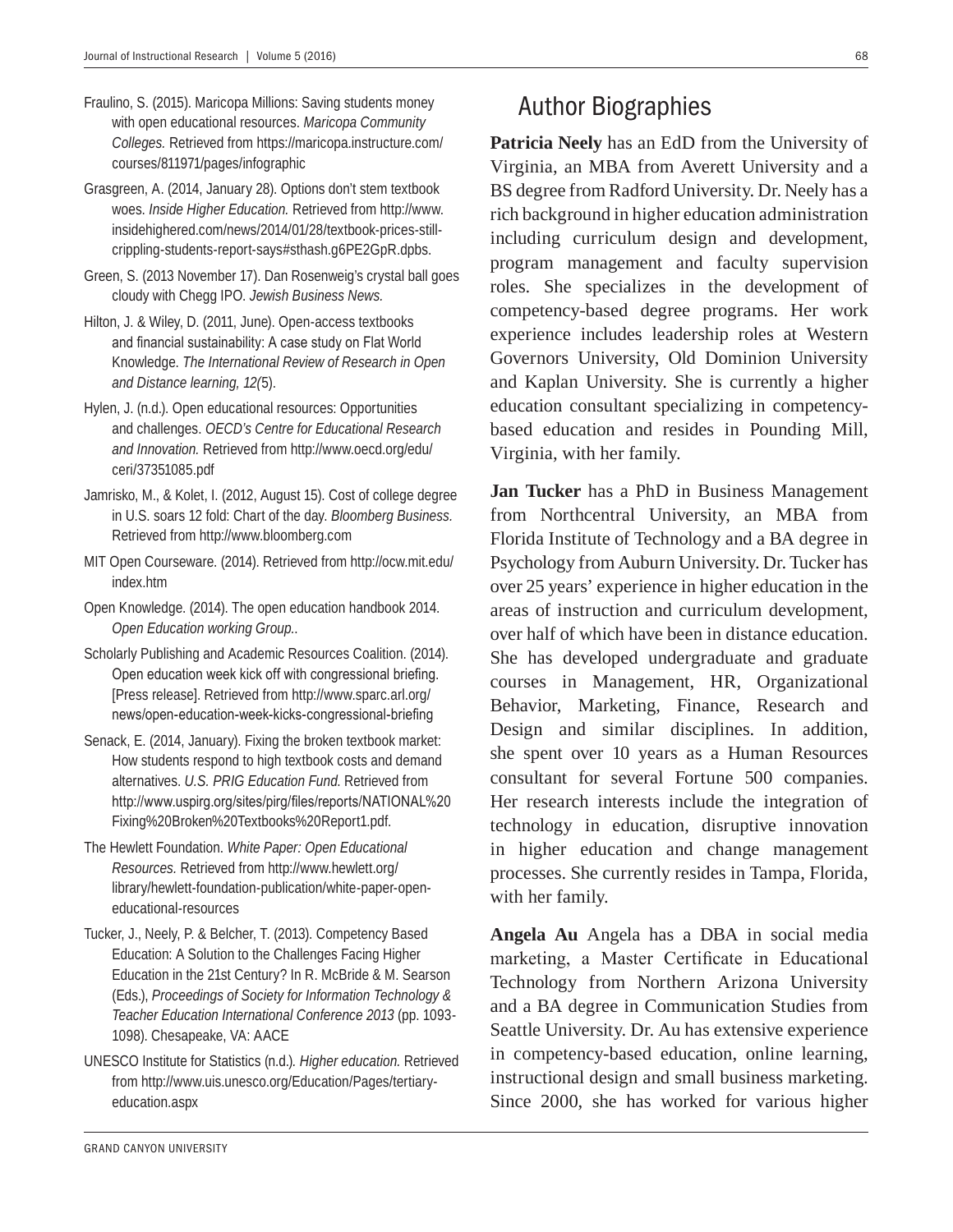Fraulino, S. (2015). Maricopa Millions: Saving students money with open educational resources. *Maricopa Community Colleges.* Retrieved from https://maricopa.instructure.com/courses/811971/pages/infographic

Grasgreen, A. (2014, January 28). Options don't stem textbook woes. *Inside Higher Education.* Retrieved from http://www.insidehighered.com/news/2014/01/28/textbook-prices-still-crippling-students-report-says#sthash.g6PE2GpR.dpbs.

Green, S. (2013 November 17). Dan Rosenweig's crystal ball goes cloudy with Chegg IPO. *Jewish Business News.*

Hilton, J. & Wiley, D. (2011, June). Open-access textbooks and financial sustainability: A case study on Flat World Knowledge. *The International Review of Research in Open and Distance learning, 12(*5).

Hylen, J. (n.d.). Open educational resources: Opportunities and challenges. *OECD's Centre for Educational Research and Innovation.* Retrieved from http://www.oecd.org/edu/ceri/37351085.pdf

Jamrisko, M., & Kolet, I. (2012, August 15). Cost of college degree in U.S. soars 12 fold: Chart of the day. *Bloomberg Business.* Retrieved from http://www.bloomberg.com

MIT Open Courseware. (2014). Retrieved from http://ocw.mit.edu/index.htm

Open Knowledge. (2014). The open education handbook 2014. *Open Education working Group..*

Scholarly Publishing and Academic Resources Coalition. (2014). Open education week kick off with congressional briefing. [Press release]. Retrieved from http://www.sparc.arl.org/news/open-education-week-kicks-congressional-briefing

Senack, E. (2014, January). Fixing the broken textbook market: How students respond to high textbook costs and demand alternatives. *U.S. PRIG Education Fund.* Retrieved from http://www.uspirg.org/sites/pirg/files/reports/NATIONAL%20Fixing%20Broken%20Textbooks%20Report1.pdf.

The Hewlett Foundation. *White Paper: Open Educational Resources.* Retrieved from http://www.hewlett.org/library/hewlett-foundation-publication/white-paper-open-educational-resources

Tucker, J., Neely, P. & Belcher, T. (2013). Competency Based Education: A Solution to the Challenges Facing Higher Education in the 21st Century? In R. McBride & M. Searson (Eds.), *Proceedings of Society for Information Technology & Teacher Education International Conference 2013* (pp. 1093-1098). Chesapeake, VA: AACE

UNESCO Institute for Statistics (n.d.)*. Higher education.* Retrieved from http://www.uis.unesco.org/Education/Pages/tertiary-education.aspx

## Author Biographies

**Patricia Neely** has an EdD from the University of Virginia, an MBA from Averett University and a BS degree from Radford University. Dr. Neely has a rich background in higher education administration including curriculum design and development, program management and faculty supervision roles. She specializes in the development of competency-based degree programs. Her work experience includes leadership roles at Western Governors University, Old Dominion University and Kaplan University. She is currently a higher education consultant specializing in competency-based education and resides in Pounding Mill, Virginia, with her family.

**Jan Tucker** has a PhD in Business Management from Northcentral University, an MBA from Florida Institute of Technology and a BA degree in Psychology from Auburn University. Dr. Tucker has over 25 years' experience in higher education in the areas of instruction and curriculum development, over half of which have been in distance education. She has developed undergraduate and graduate courses in Management, HR, Organizational Behavior, Marketing, Finance, Research and Design and similar disciplines. In addition, she spent over 10 years as a Human Resources consultant for several Fortune 500 companies. Her research interests include the integration of technology in education, disruptive innovation in higher education and change management processes. She currently resides in Tampa, Florida, with her family.

**Angela Au** Angela has a DBA in social media marketing, a Master Certificate in Educational Technology from Northern Arizona University and a BA degree in Communication Studies from Seattle University. Dr. Au has extensive experience in competency-based education, online learning, instructional design and small business marketing. Since 2000, she has worked for various higher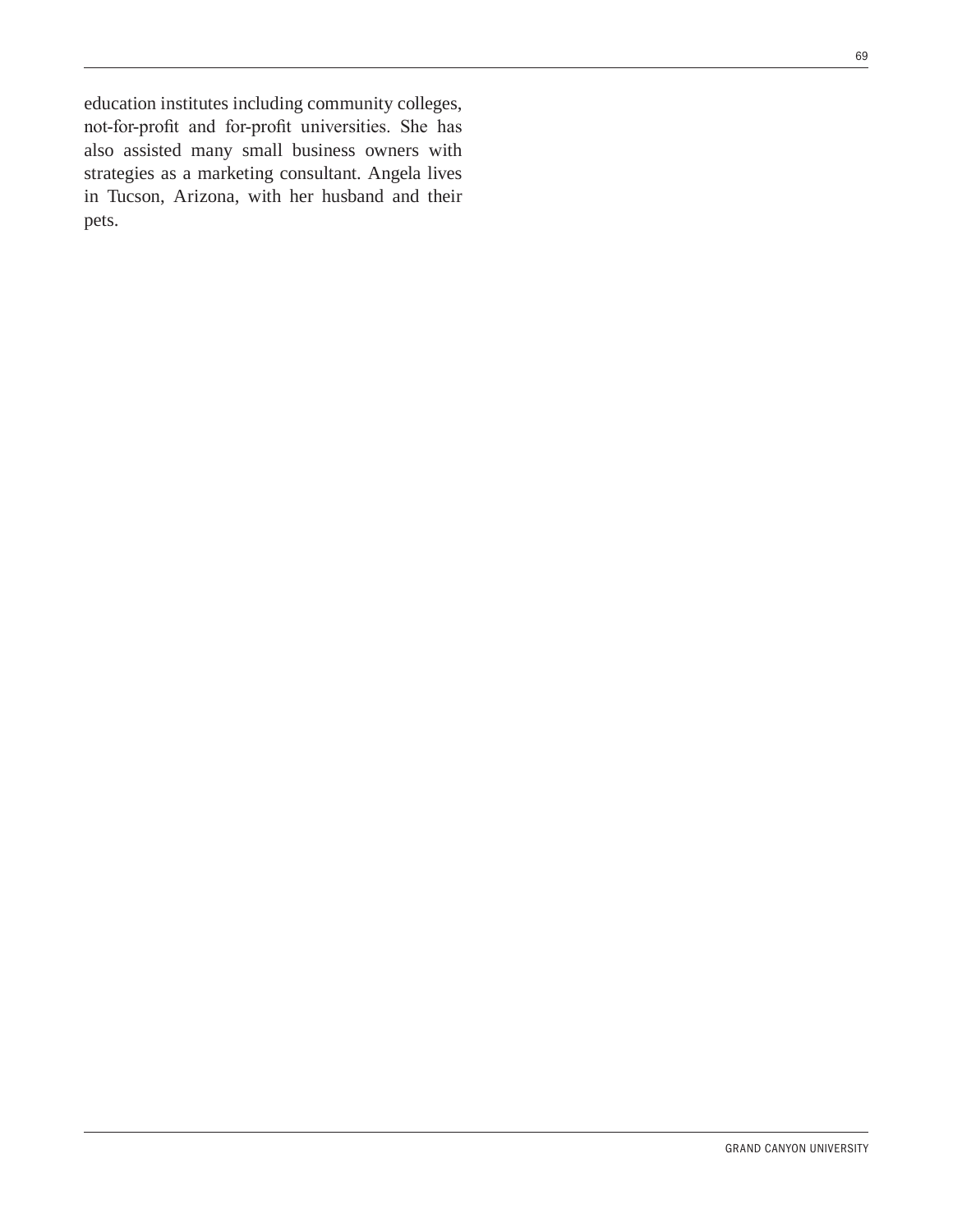education institutes including community colleges, not-for-profit and for-profit universities. She has also assisted many small business owners with strategies as a marketing consultant. Angela lives in Tucson, Arizona, with her husband and their pets.